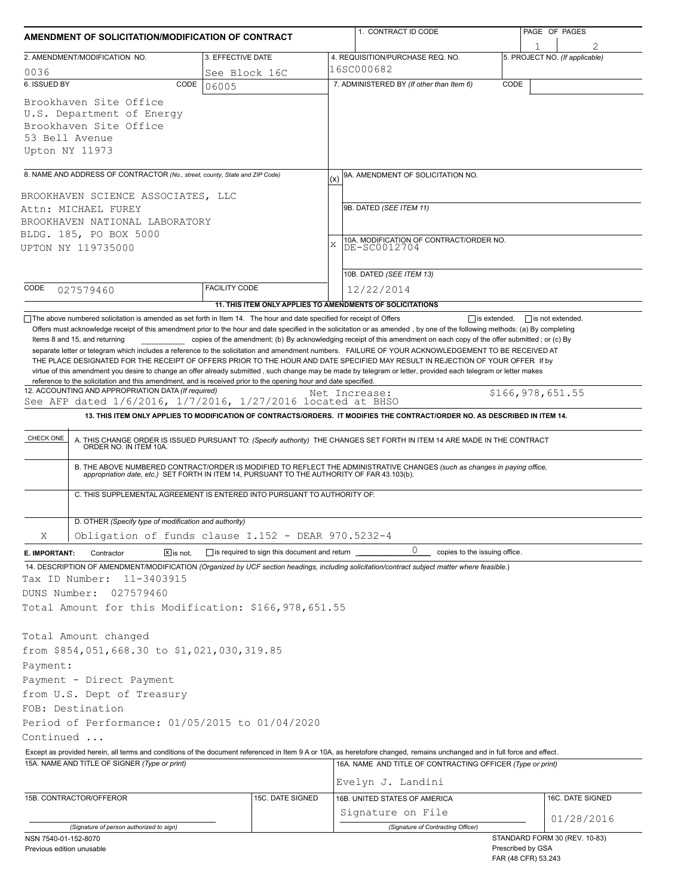# AMENDMENT OF SOLICITATION/MODIFICATION OF CONTRACT

| 1. CONTRACT ID CODE | PAGE OF PAGES |
|---|---|
| | 1 / 2 |

| 2. AMENDMENT/MODIFICATION NO. | 3. EFFECTIVE DATE | 4. REQUISITION/PURCHASE REQ. NO. | 5. PROJECT NO. (If applicable) |
|---|---|---|---|
| 0036 | See Block 16C | 16SC000682 | |

**6. ISSUED BY** CODE 06005

Brookhaven Site Office
U.S. Department of Energy
Brookhaven Site Office
53 Bell Avenue
Upton NY 11973

**7. ADMINISTERED BY** *(If other than Item 6)* CODE

**8. NAME AND ADDRESS OF CONTRACTOR** *(No., street, county, State and ZIP Code)*

BROOKHAVEN SCIENCE ASSOCIATES, LLC
Attn: MICHAEL FUREY
BROOKHAVEN NATIONAL LABORATORY
BLDG. 185, PO BOX 5000
UPTON NY 119735000

CODE 027579460 FACILITY CODE

(x) 9A. AMENDMENT OF SOLICITATION NO.

9B. DATED *(SEE ITEM 11)*

X 10A. MODIFICATION OF CONTRACT/ORDER NO. DE-SC0012704

10B. DATED *(SEE ITEM 13)* 12/22/2014

**11. THIS ITEM ONLY APPLIES TO AMENDMENTS OF SOLICITATIONS**

☐ The above numbered solicitation is amended as set forth in Item 14. The hour and date specified for receipt of Offers ☐ is extended, ☐ is not extended.

Offers must acknowledge receipt of this amendment prior to the hour and date specified in the solicitation or as amended , by one of the following methods: (a) By completing Items 8 and 15, and returning ________ copies of the amendment; (b) By acknowledging receipt of this amendment on each copy of the offer submitted ; or (c) By separate letter or telegram which includes a reference to the solicitation and amendment numbers. FAILURE OF YOUR ACKNOWLEDGEMENT TO BE RECEIVED AT THE PLACE DESIGNATED FOR THE RECEIPT OF OFFERS PRIOR TO THE HOUR AND DATE SPECIFIED MAY RESULT IN REJECTION OF YOUR OFFER If by virtue of this amendment you desire to change an offer already submitted , such change may be made by telegram or letter, provided each telegram or letter makes reference to the solicitation and this amendment, and is received prior to the opening hour and date specified.

**12. ACCOUNTING AND APPROPRIATION DATA** *(If required)*
See AFP dated 1/6/2016, 1/7/2016, 1/27/2016 located at BHSO Net Increase: $166,978,651.55

**13. THIS ITEM ONLY APPLIES TO MODIFICATION OF CONTRACTS/ORDERS. IT MODIFIES THE CONTRACT/ORDER NO. AS DESCRIBED IN ITEM 14.**

| CHECK ONE | |
|---|---|
| | A. THIS CHANGE ORDER IS ISSUED PURSUANT TO: *(Specify authority)* THE CHANGES SET FORTH IN ITEM 14 ARE MADE IN THE CONTRACT ORDER NO. IN ITEM 10A. |
| | B. THE ABOVE NUMBERED CONTRACT/ORDER IS MODIFIED TO REFLECT THE ADMINISTRATIVE CHANGES *(such as changes in paying office, appropriation date, etc.)* SET FORTH IN ITEM 14, PURSUANT TO THE AUTHORITY OF FAR 43.103(b). |
| | C. THIS SUPPLEMENTAL AGREEMENT IS ENTERED INTO PURSUANT TO AUTHORITY OF: |
| X | D. OTHER *(Specify type of modification and authority)* Obligation of funds clause I.152 - DEAR 970.5232-4 |

**E. IMPORTANT:** Contractor ☒ is not, ☐ is required to sign this document and return 0 copies to the issuing office.

**14. DESCRIPTION OF AMENDMENT/MODIFICATION** *(Organized by UCF section headings, including solicitation/contract subject matter where feasible.)*

Tax ID Number: 11-3403915
DUNS Number: 027579460
Total Amount for this Modification: $166,978,651.55

Total Amount changed
from $854,051,668.30 to $1,021,030,319.85
Payment:
Payment - Direct Payment
from U.S. Dept of Treasury
FOB: Destination
Period of Performance: 01/05/2015 to 01/04/2020
Continued ...

Except as provided herein, all terms and conditions of the document referenced in Item 9 A or 10A, as heretofore changed, remains unchanged and in full force and effect.

| 15A. NAME AND TITLE OF SIGNER (Type or print) | | 16A. NAME AND TITLE OF CONTRACTING OFFICER (Type or print) | |
|---|---|---|---|
| | | Evelyn J. Landini | |
| 15B. CONTRACTOR/OFFEROR | 15C. DATE SIGNED | 16B. UNITED STATES OF AMERICA | 16C. DATE SIGNED |
| (Signature of person authorized to sign) | | Signature on File (Signature of Contracting Officer) | 01/28/2016 |

NSN 7540-01-152-8070
Previous edition unusable

STANDARD FORM 30 (REV. 10-83)
Prescribed by GSA
FAR (48 CFR) 53.243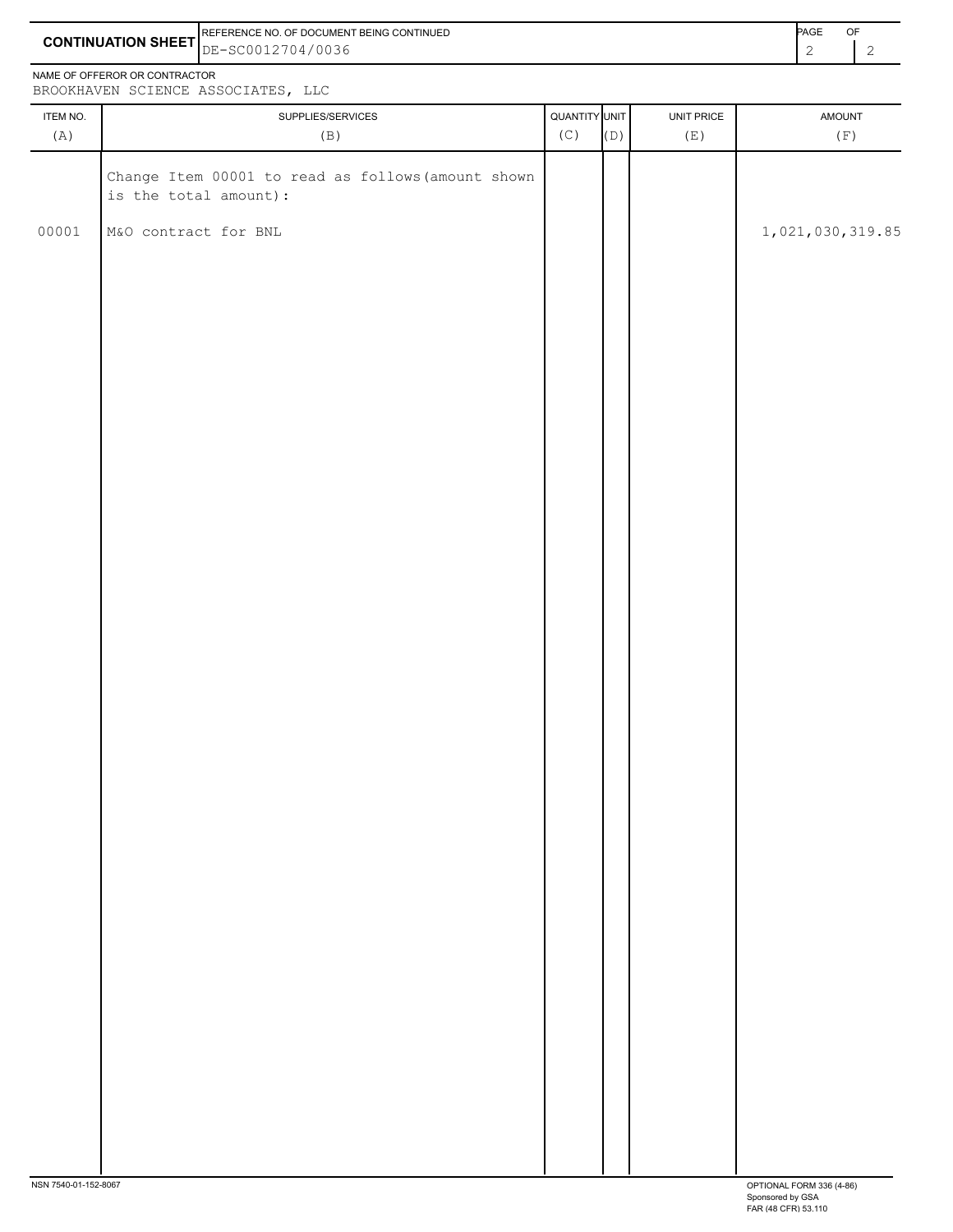**CONTINUATION SHEET**

REFERENCE NO. OF DOCUMENT BEING CONTINUED: DE-SC0012704/0036

NAME OF OFFEROR OR CONTRACTOR: BROOKHAVEN SCIENCE ASSOCIATES, LLC

| ITEM NO. (A) | SUPPLIES/SERVICES (B) | QUANTITY (C) | UNIT (D) | UNIT PRICE (E) | AMOUNT (F) |
|---|---|---|---|---|---|
| | Change Item 00001 to read as follows(amount shown is the total amount): | | | | |
| 00001 | M&O contract for BNL | | | | 1,021,030,319.85 |

NSN 7540-01-152-8067

OPTIONAL FORM 336 (4-86)
Sponsored by GSA
FAR (48 CFR) 53.110